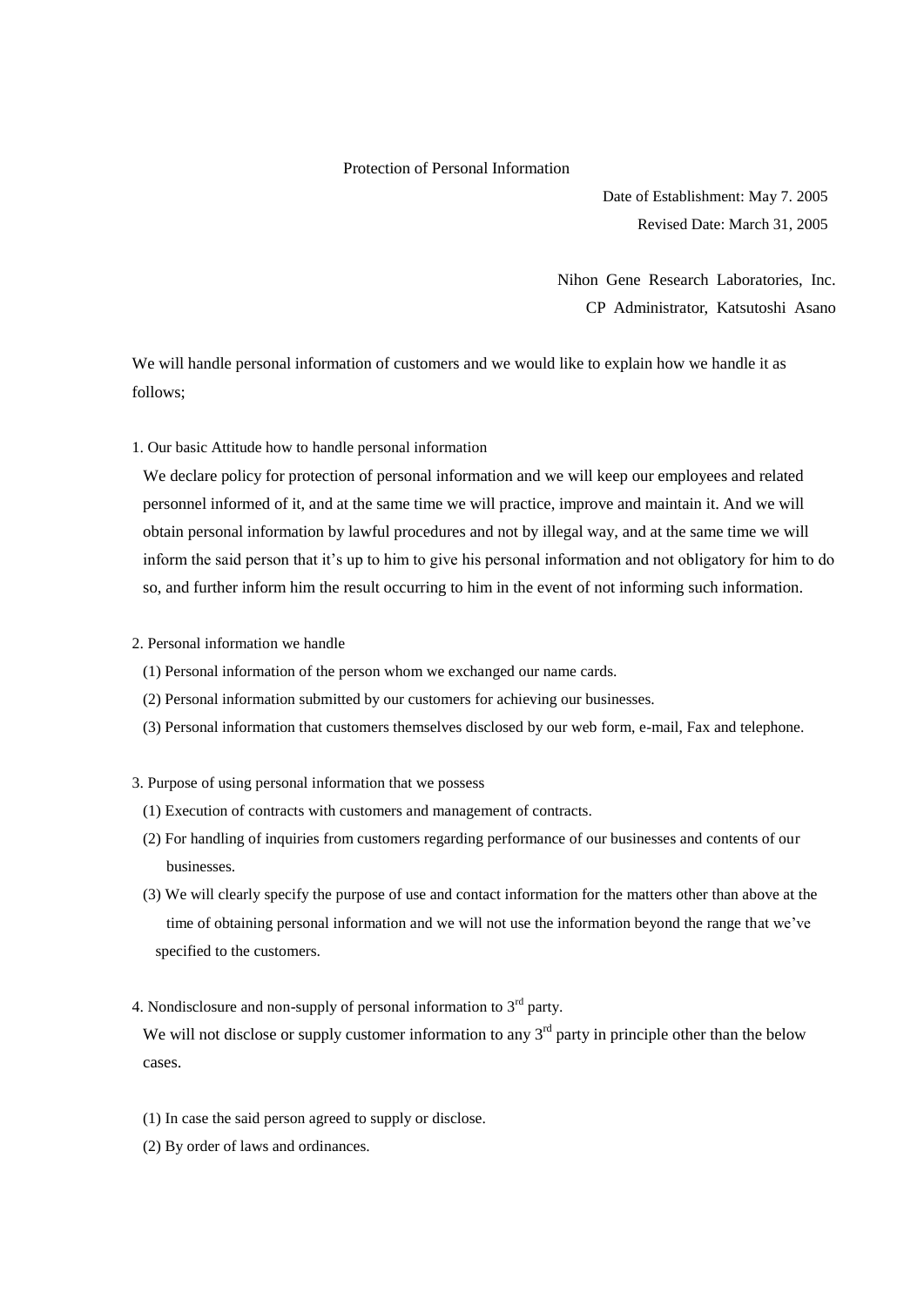# Protection of Personal Information

Date of Establishment: May 7. 2005

Revised Date: March 31, 2005

Nihon Gene Research Laboratories, Inc.

CP Administrator, Katsutoshi Asano

We will handle personal information of customers and we would like to explain how we handle it as follows;

1. Our basic Attitude how to handle personal information

We declare policy for protection of personal information and we will keep our employees and related personnel informed of it, and at the same time we will practice, improve and maintain it. And we will obtain personal information by lawful procedures and not by illegal way, and at the same time we will inform the said person that it's up to him to give his personal information and not obligatory for him to do so, and further inform him the result occurring to him in the event of not informing such information.

2. Personal information we handle

(1) Personal information of the person whom we exchanged our name cards.

(2) Personal information submitted by our customers for achieving our businesses.

(3) Personal information that customers themselves disclosed by our web form, e-mail, Fax and telephone.

3. Purpose of using personal information that we possess

(1) Execution of contracts with customers and management of contracts.

(2) For handling of inquiries from customers regarding performance of our businesses and contents of our businesses.

(3) We will clearly specify the purpose of use and contact information for the matters other than above at the time of obtaining personal information and we will not use the information beyond the range that we've specified to the customers.

4. Nondisclosure and non-supply of personal information to 3rd party.

We will not disclose or supply customer information to any 3rd party in principle other than the below cases.

(1) In case the said person agreed to supply or disclose.

(2) By order of laws and ordinances.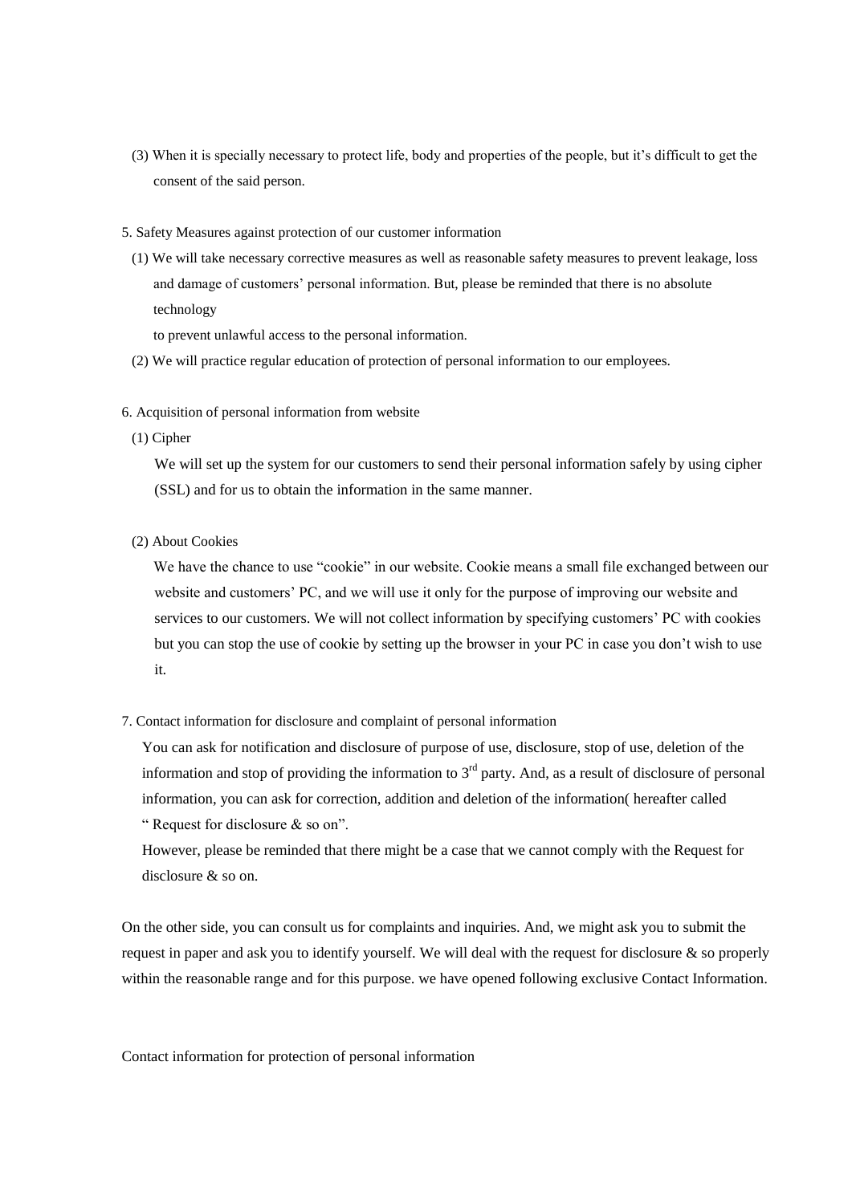(3) When it is specially necessary to protect life, body and properties of the people, but it's difficult to get the consent of the said person.

5. Safety Measures against protection of our customer information

(1) We will take necessary corrective measures as well as reasonable safety measures to prevent leakage, loss and damage of customers' personal information. But, please be reminded that there is no absolute technology
to prevent unlawful access to the personal information.

(2) We will practice regular education of protection of personal information to our employees.

6. Acquisition of personal information from website

(1) Cipher

We will set up the system for our customers to send their personal information safely by using cipher (SSL) and for us to obtain the information in the same manner.

(2) About Cookies

We have the chance to use "cookie" in our website. Cookie means a small file exchanged between our website and customers' PC, and we will use it only for the purpose of improving our website and services to our customers. We will not collect information by specifying customers' PC with cookies but you can stop the use of cookie by setting up the browser in your PC in case you don't wish to use it.

7. Contact information for disclosure and complaint of personal information

You can ask for notification and disclosure of purpose of use, disclosure, stop of use, deletion of the information and stop of providing the information to 3rd party. And, as a result of disclosure of personal information, you can ask for correction, addition and deletion of the information( hereafter called " Request for disclosure & so on".

However, please be reminded that there might be a case that we cannot comply with the Request for disclosure & so on.

On the other side, you can consult us for complaints and inquiries. And, we might ask you to submit the request in paper and ask you to identify yourself. We will deal with the request for disclosure & so properly within the reasonable range and for this purpose. we have opened following exclusive Contact Information.

Contact information for protection of personal information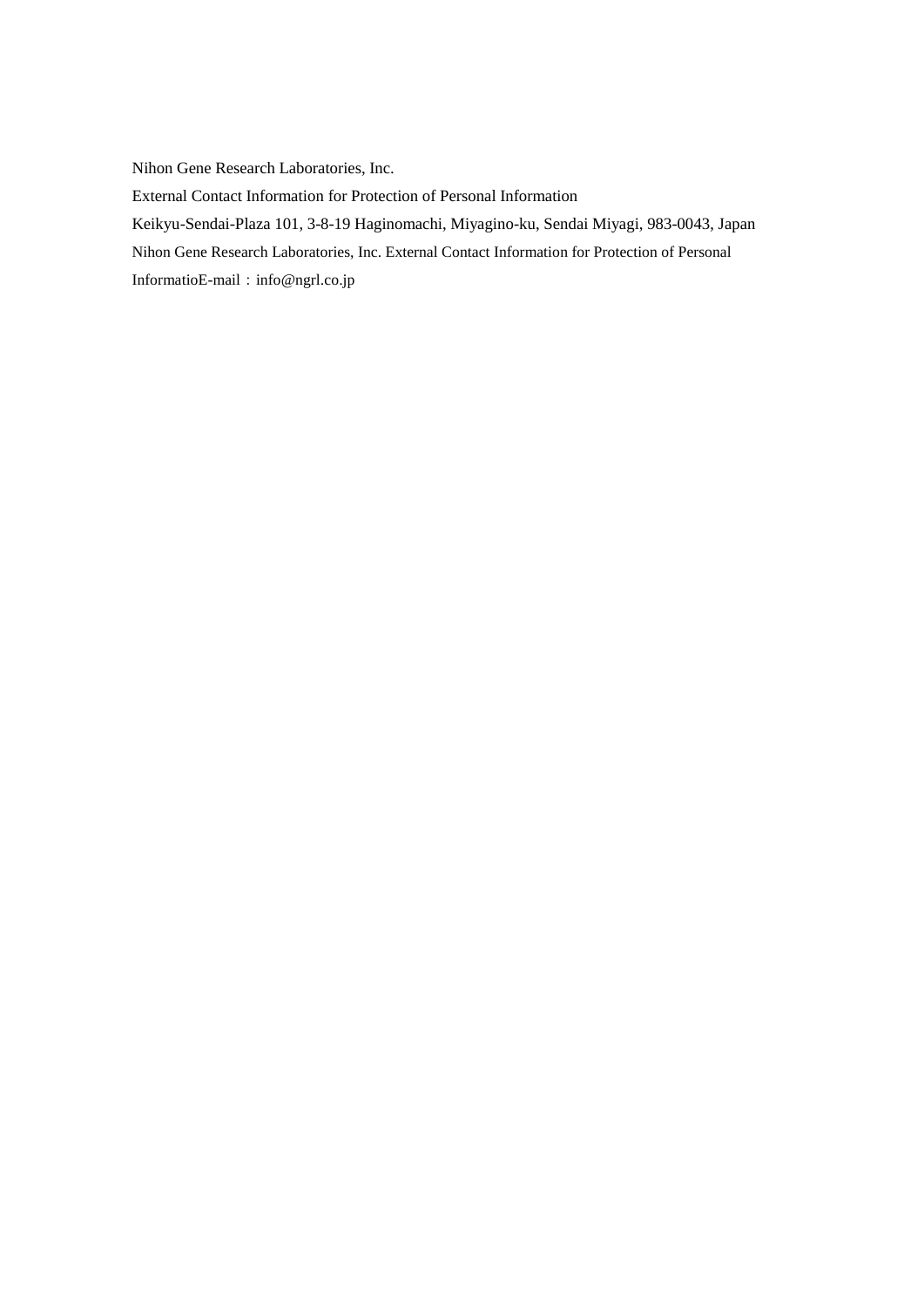Nihon Gene Research Laboratories, Inc.

External Contact Information for Protection of Personal Information

Keikyu-Sendai-Plaza 101, 3-8-19 Haginomachi, Miyagino-ku, Sendai Miyagi, 983-0043, Japan

Nihon Gene Research Laboratories, Inc. External Contact Information for Protection of Personal InformatioE-mail：info@ngrl.co.jp